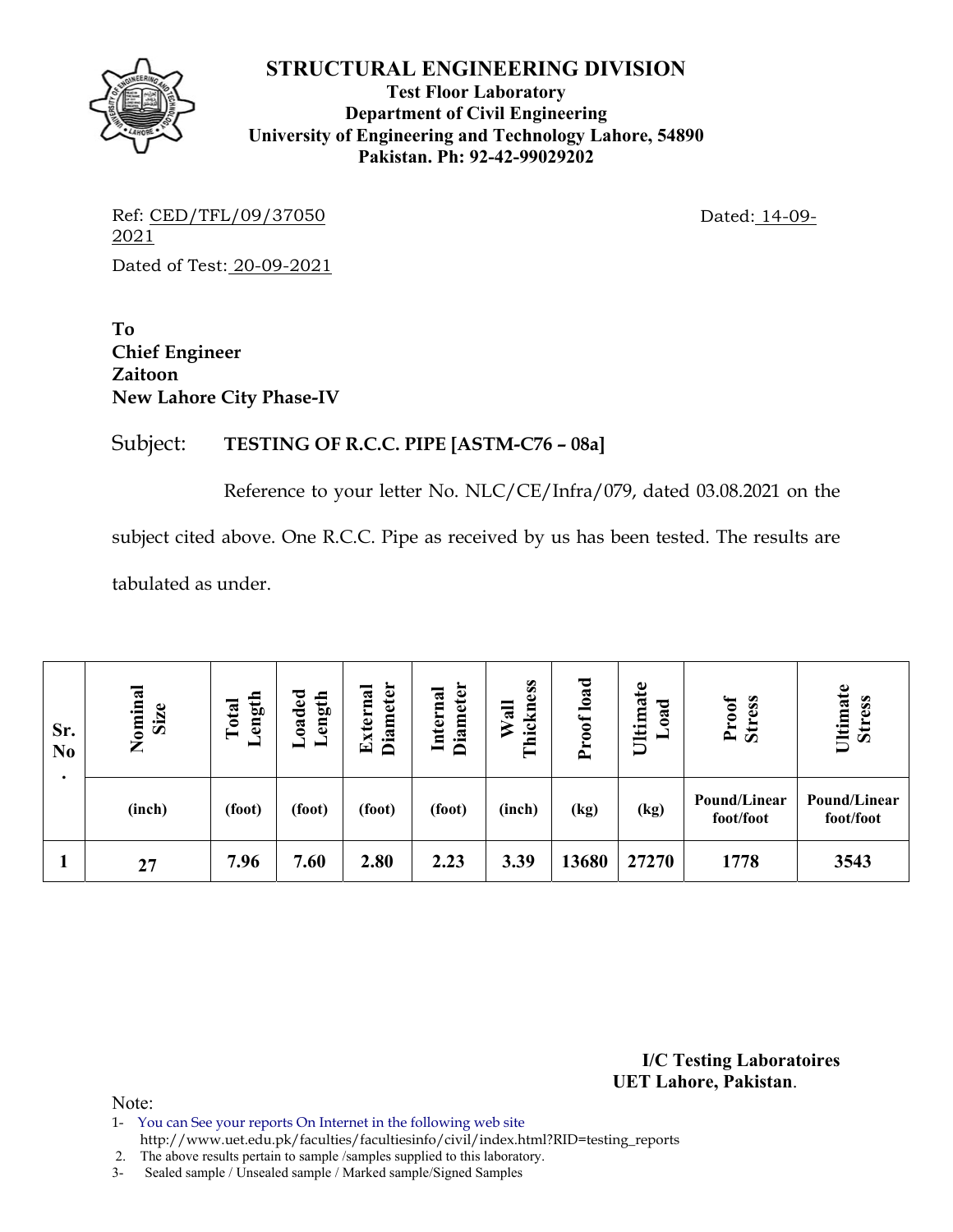# STRUCTURAL ENGINEERING DIVISION

**Test Floor Laboratory**
**Department of Civil Engineering**
**University of Engineering and Technology Lahore, 54890**
**Pakistan. Ph: 92-42-99029202**

Ref: CED/TFL/09/37050 Dated: 14-09-2021

Dated of Test: 20-09-2021

**To**
**Chief Engineer**
**Zaitoon**
**New Lahore City Phase-IV**

Subject: **TESTING OF R.C.C. PIPE [ASTM-C76 – 08a]**

Reference to your letter No. NLC/CE/Infra/079, dated 03.08.2021 on the subject cited above. One R.C.C. Pipe as received by us has been tested. The results are tabulated as under.

| Sr. No. | Nominal Size | Total Length | Loaded Length | External Diameter | Internal Diameter | Wall Thickness | Proof load | Ultimate Load | Proof Stress | Ultimate Stress |
|---|---|---|---|---|---|---|---|---|---|---|
| | (inch) | (foot) | (foot) | (foot) | (foot) | (inch) | (kg) | (kg) | Pound/Linear foot/foot | Pound/Linear foot/foot |
| 1 | 27 | 7.96 | 7.60 | 2.80 | 2.23 | 3.39 | 13680 | 27270 | 1778 | 3543 |

**I/C Testing Laboratoires**
**UET Lahore, Pakistan**.

Note:

1- You can See your reports On Internet in the following web site http://www.uet.edu.pk/faculties/facultiesinfo/civil/index.html?RID=testing_reports
2. The above results pertain to sample /samples supplied to this laboratory.
3- Sealed sample / Unsealed sample / Marked sample/Signed Samples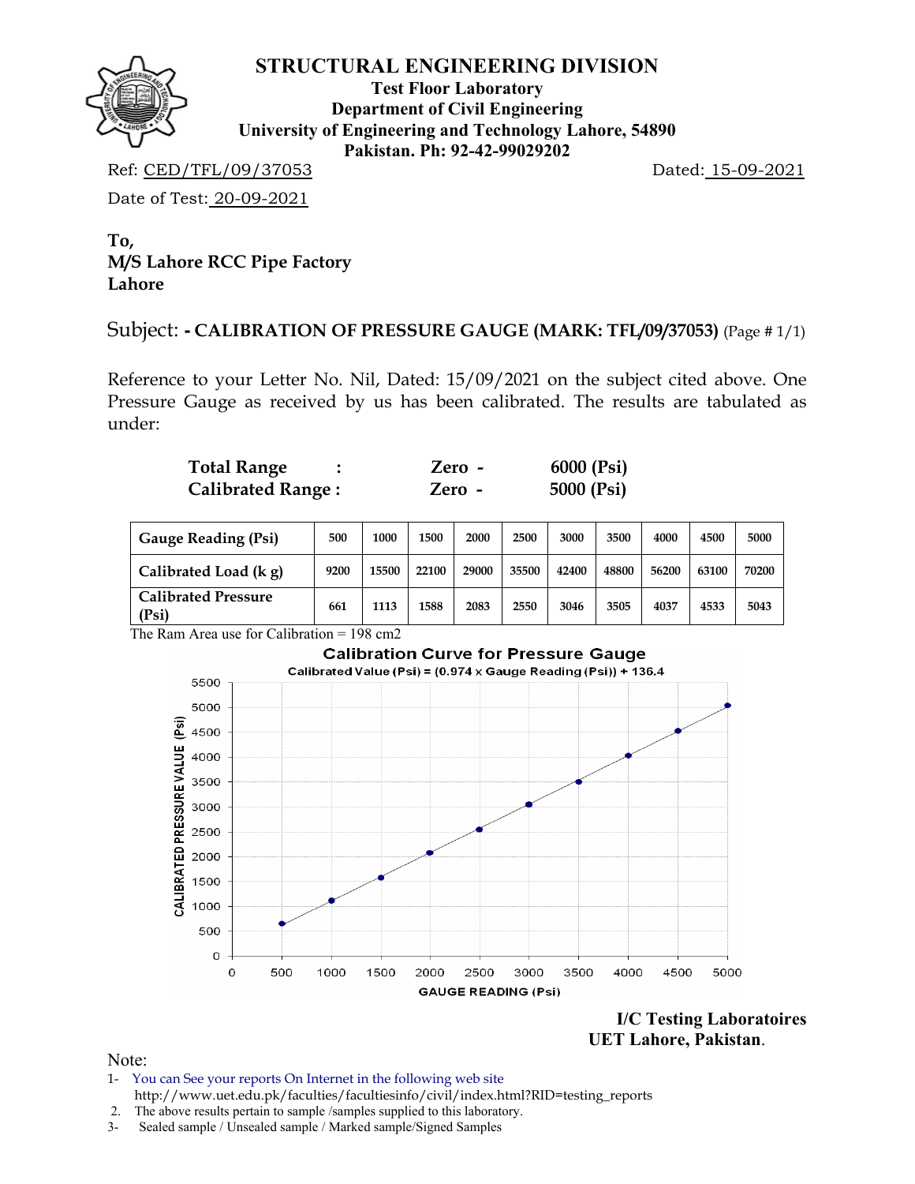# STRUCTURAL ENGINEERING DIVISION

**Test Floor Laboratory**
**Department of Civil Engineering**
**University of Engineering and Technology Lahore, 54890**
**Pakistan. Ph: 92-42-99029202**

Ref: CED/TFL/09/37053 Dated: 15-09-2021

Date of Test: 20-09-2021

**To,**
**M/S Lahore RCC Pipe Factory**
**Lahore**

Subject: **- CALIBRATION OF PRESSURE GAUGE (MARK: TFL/09/37053)** (Page # 1/1)

Reference to your Letter No. Nil, Dated: 15/09/2021 on the subject cited above. One Pressure Gauge as received by us has been calibrated. The results are tabulated as under:

**Total Range : Zero - 6000 (Psi)**
**Calibrated Range : Zero - 5000 (Psi)**

| Gauge Reading (Psi) | 500 | 1000 | 1500 | 2000 | 2500 | 3000 | 3500 | 4000 | 4500 | 5000 |
|---|---|---|---|---|---|---|---|---|---|---|
| Calibrated Load (k g) | 9200 | 15500 | 22100 | 29000 | 35500 | 42400 | 48800 | 56200 | 63100 | 70200 |
| Calibrated Pressure (Psi) | 661 | 1113 | 1588 | 2083 | 2550 | 3046 | 3505 | 4037 | 4533 | 5043 |

The Ram Area use for Calibration = 198 cm2

**Calibration Curve for Pressure Gauge**

Calibrated Value (Psi) = (0.974 x Gauge Reading (Psi)) + 136.4

**I/C Testing Laboratoires**
**UET Lahore, Pakistan**.

Note:
1- You can See your reports On Internet in the following web site
http://www.uet.edu.pk/faculties/facultiesinfo/civil/index.html?RID=testing_reports
2. The above results pertain to sample /samples supplied to this laboratory.
3- Sealed sample / Unsealed sample / Marked sample/Signed Samples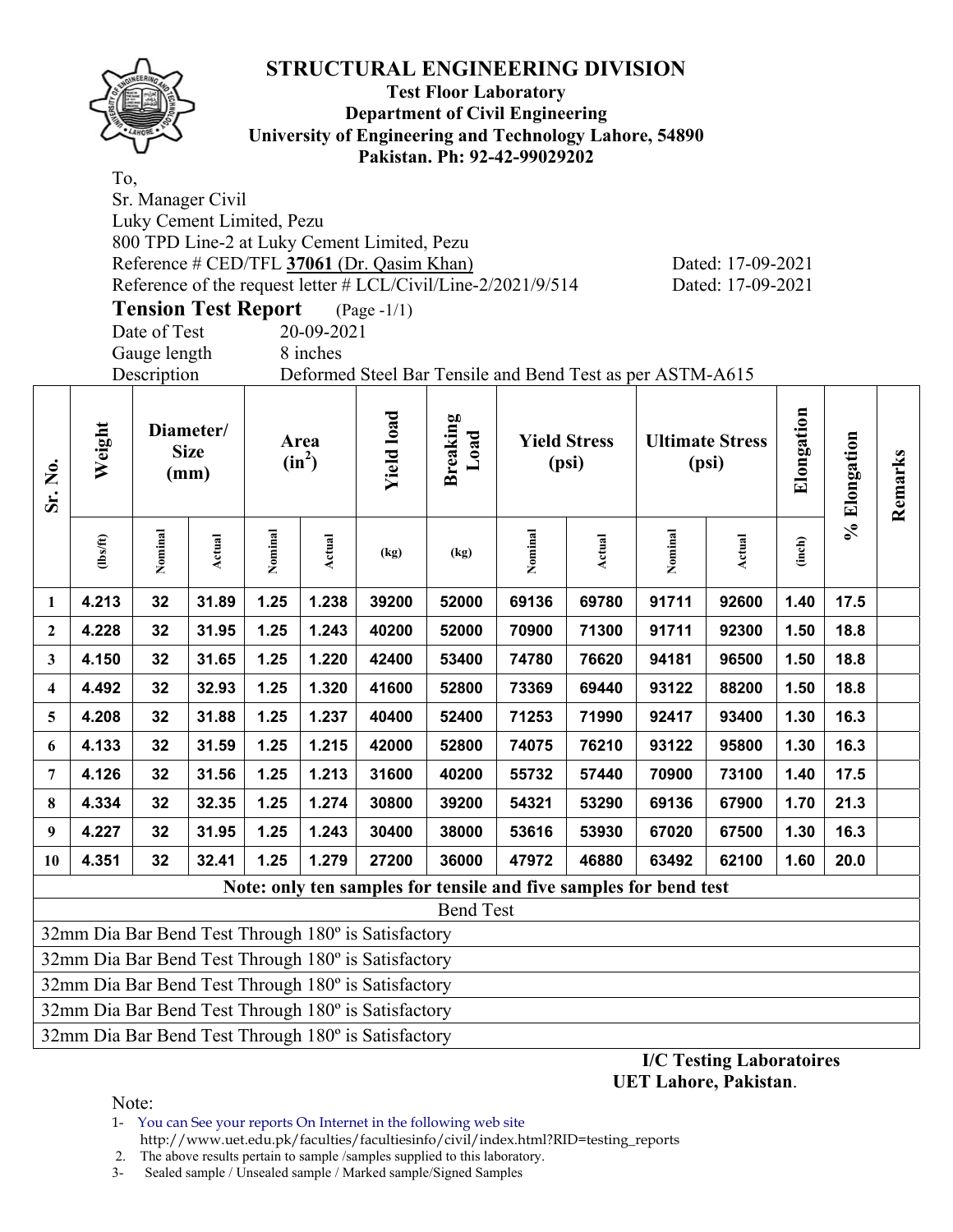# STRUCTURAL ENGINEERING DIVISION

**Test Floor Laboratory**
**Department of Civil Engineering**
**University of Engineering and Technology Lahore, 54890**
**Pakistan. Ph: 92-42-99029202**

To,
Sr. Manager Civil
Luky Cement Limited, Pezu
800 TPD Line-2 at Luky Cement Limited, Pezu
Reference # CED/TFL **37061** (Dr. Qasim Khan) Dated: 17-09-2021
Reference of the request letter # LCL/Civil/Line-2/2021/9/514 Dated: 17-09-2021

**Tension Test Report** (Page -1/1)

Date of Test 20-09-2021
Gauge length 8 inches
Description Deformed Steel Bar Tensile and Bend Test as per ASTM-A615

| Sr. No. | Weight | Diameter/ Size (mm) | | Area ($in^2$) | | Yield load | Breaking Load | Yield Stress (psi) | | Ultimate Stress (psi) | | Elongation | % Elongation | Remarks |
|---|---|---|---|---|---|---|---|---|---|---|---|---|---|---|
| | (lbs/ft) | Nominal | Actual | Nominal | Actual | (kg) | (kg) | Nominal | Actual | Nominal | Actual | (inch) | | |
| 1 | 4.213 | 32 | 31.89 | 1.25 | 1.238 | 39200 | 52000 | 69136 | 69780 | 91711 | 92600 | 1.40 | 17.5 | |
| 2 | 4.228 | 32 | 31.95 | 1.25 | 1.243 | 40200 | 52000 | 70900 | 71300 | 91711 | 92300 | 1.50 | 18.8 | |
| 3 | 4.150 | 32 | 31.65 | 1.25 | 1.220 | 42400 | 53400 | 74780 | 76620 | 94181 | 96500 | 1.50 | 18.8 | |
| 4 | 4.492 | 32 | 32.93 | 1.25 | 1.320 | 41600 | 52800 | 73369 | 69440 | 93122 | 88200 | 1.50 | 18.8 | |
| 5 | 4.208 | 32 | 31.88 | 1.25 | 1.237 | 40400 | 52400 | 71253 | 71990 | 92417 | 93400 | 1.30 | 16.3 | |
| 6 | 4.133 | 32 | 31.59 | 1.25 | 1.215 | 42000 | 52800 | 74075 | 76210 | 93122 | 95800 | 1.30 | 16.3 | |
| 7 | 4.126 | 32 | 31.56 | 1.25 | 1.213 | 31600 | 40200 | 55732 | 57440 | 70900 | 73100 | 1.40 | 17.5 | |
| 8 | 4.334 | 32 | 32.35 | 1.25 | 1.274 | 30800 | 39200 | 54321 | 53290 | 69136 | 67900 | 1.70 | 21.3 | |
| 9 | 4.227 | 32 | 31.95 | 1.25 | 1.243 | 30400 | 38000 | 53616 | 53930 | 67020 | 67500 | 1.30 | 16.3 | |
| 10 | 4.351 | 32 | 32.41 | 1.25 | 1.279 | 27200 | 36000 | 47972 | 46880 | 63492 | 62100 | 1.60 | 20.0 | |

**Note: only ten samples for tensile and five samples for bend test**

Bend Test

32mm Dia Bar Bend Test Through 180º is Satisfactory
32mm Dia Bar Bend Test Through 180º is Satisfactory
32mm Dia Bar Bend Test Through 180º is Satisfactory
32mm Dia Bar Bend Test Through 180º is Satisfactory
32mm Dia Bar Bend Test Through 180º is Satisfactory

**I/C Testing Laboratoires**
**UET Lahore, Pakistan**.

Note:
1- You can See your reports On Internet in the following web site
http://www.uet.edu.pk/faculties/facultiesinfo/civil/index.html?RID=testing_reports
2. The above results pertain to sample /samples supplied to this laboratory.
3- Sealed sample / Unsealed sample / Marked sample/Signed Samples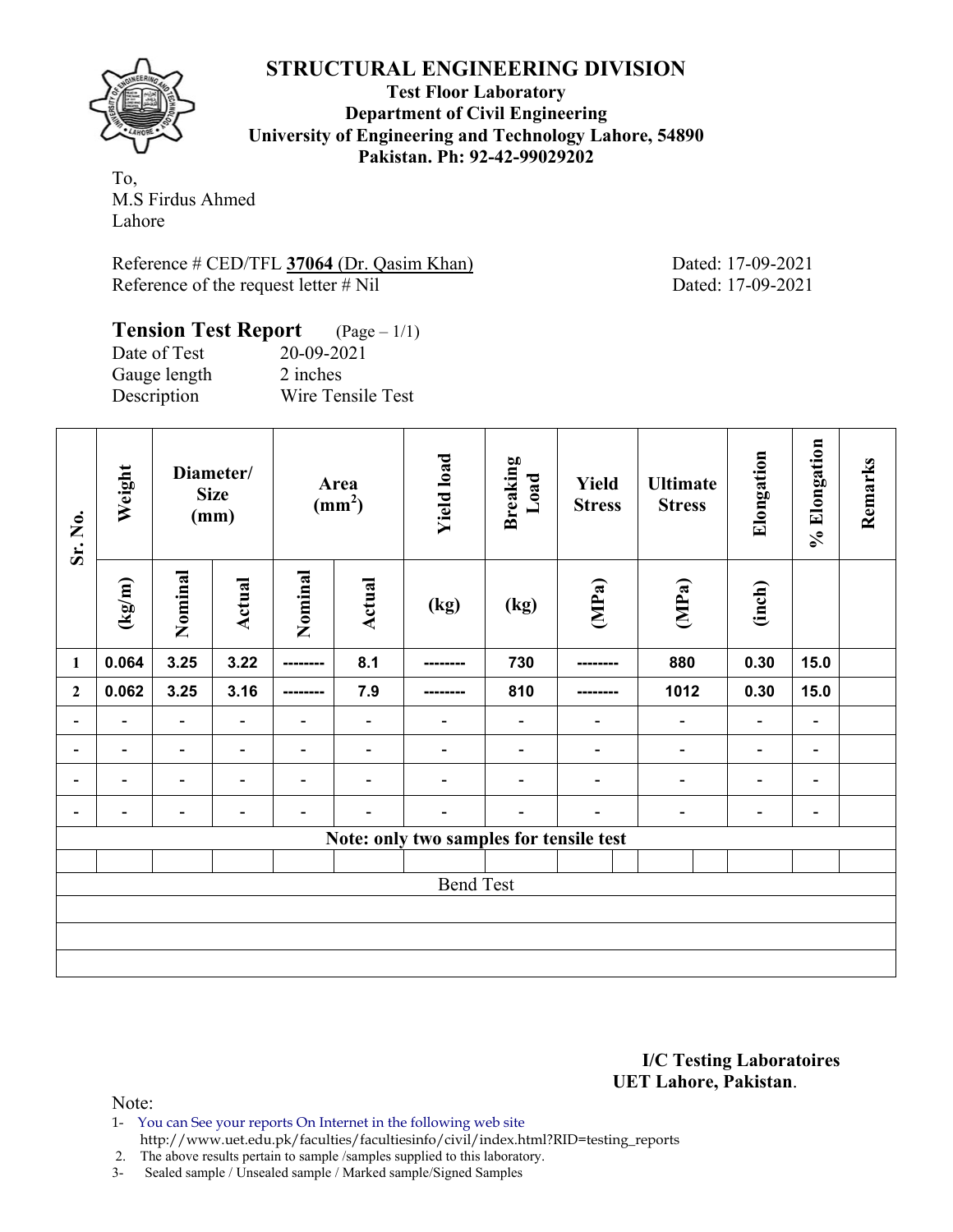# STRUCTURAL ENGINEERING DIVISION

**Test Floor Laboratory**
**Department of Civil Engineering**
**University of Engineering and Technology Lahore, 54890**
**Pakistan. Ph: 92-42-99029202**

To,
M.S Firdus Ahmed
Lahore

Reference # CED/TFL **37064** (Dr. Qasim Khan) Dated: 17-09-2021
Reference of the request letter # Nil Dated: 17-09-2021

## Tension Test Report (Page – 1/1)

Date of Test 20-09-2021
Gauge length 2 inches
Description Wire Tensile Test

| Sr. No. | Weight | Diameter/ Size (mm) | | Area ($mm^2$) | | Yield load | Breaking Load | Yield Stress | Ultimate Stress | Elongation | % Elongation | Remarks |
|---|---|---|---|---|---|---|---|---|---|---|---|---|
| | (kg/m) | Nominal | Actual | Nominal | Actual | (kg) | (kg) | (MPa) | (MPa) | (inch) | | |
| 1 | 0.064 | 3.25 | 3.22 | -------- | 8.1 | -------- | 730 | -------- | 880 | 0.30 | 15.0 | |
| 2 | 0.062 | 3.25 | 3.16 | -------- | 7.9 | -------- | 810 | -------- | 1012 | 0.30 | 15.0 | |
| - | - | - | - | - | - | - | - | - | - | - | - | |
| - | - | - | - | - | - | - | - | - | - | - | - | |
| - | - | - | - | - | - | - | - | - | - | - | - | |
| - | - | - | - | - | - | - | - | - | - | - | - | |
| **Note: only two samples for tensile test** | | | | | | | | | | | | |
| Bend Test | | | | | | | | | | | | |

**I/C Testing Laboratoires**
**UET Lahore, Pakistan**.

Note:
1- You can See your reports On Internet in the following web site
http://www.uet.edu.pk/faculties/facultiesinfo/civil/index.html?RID=testing_reports
2. The above results pertain to sample /samples supplied to this laboratory.
3- Sealed sample / Unsealed sample / Marked sample/Signed Samples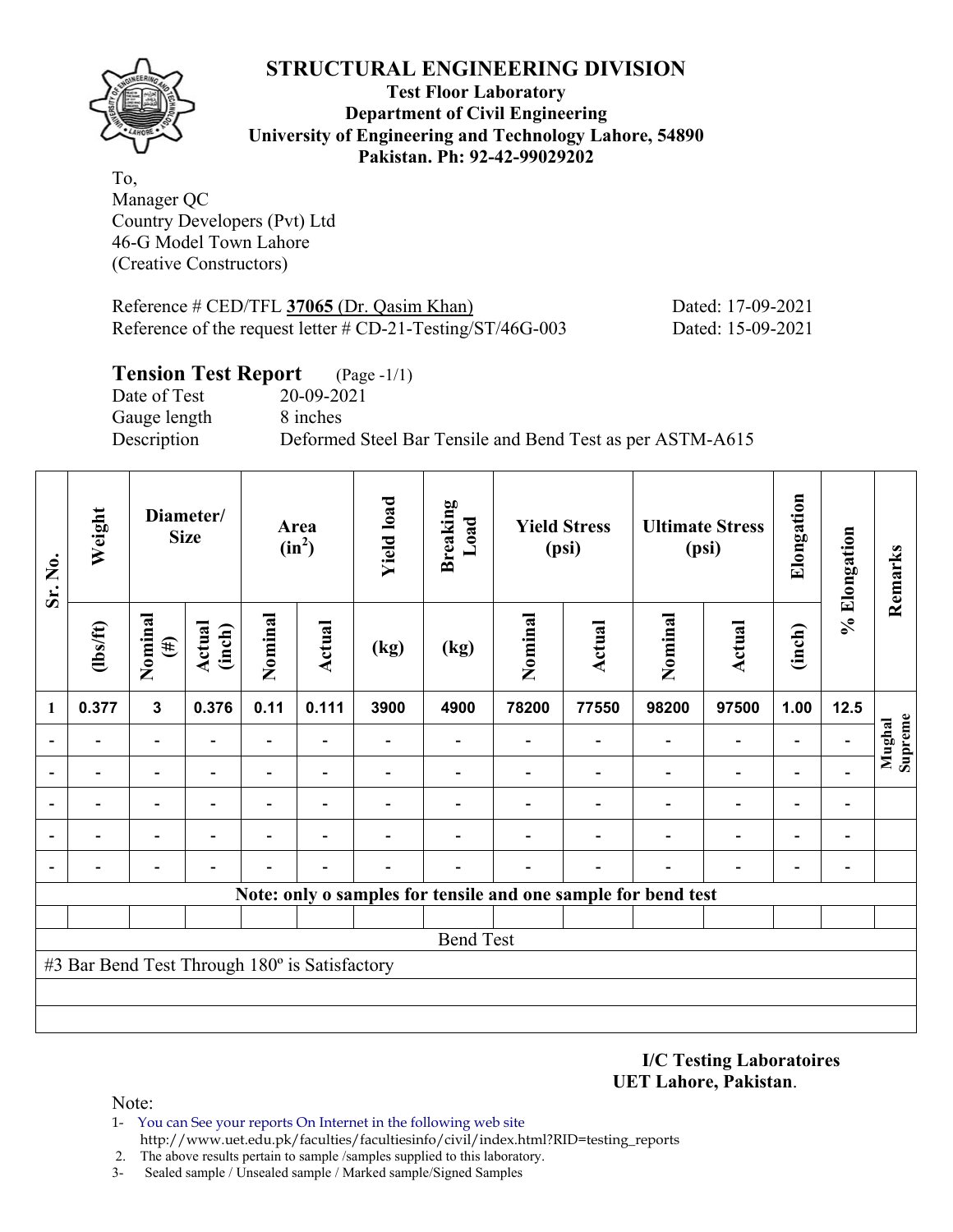# STRUCTURAL ENGINEERING DIVISION

**Test Floor Laboratory**
**Department of Civil Engineering**
**University of Engineering and Technology Lahore, 54890**
**Pakistan. Ph: 92-42-99029202**

To,
Manager QC
Country Developers (Pvt) Ltd
46-G Model Town Lahore
(Creative Constructors)

Reference # CED/TFL **37065** (Dr. Qasim Khan) Dated: 17-09-2021
Reference of the request letter # CD-21-Testing/ST/46G-003 Dated: 15-09-2021

## Tension Test Report (Page -1/1)

Date of Test 20-09-2021
Gauge length 8 inches
Description Deformed Steel Bar Tensile and Bend Test as per ASTM-A615

| Sr. No. | Weight | Diameter/ Size | | Area ($in^2$) | | Yield load | Breaking Load | Yield Stress (psi) | | Ultimate Stress (psi) | | Elongation | % Elongation | Remarks |
|---|---|---|---|---|---|---|---|---|---|---|---|---|---|---|
| | (lbs/ft) | Nominal (#) | Actual (inch) | Nominal | Actual | (kg) | (kg) | Nominal | Actual | Nominal | Actual | (inch) | | |
| 1 | 0.377 | 3 | 0.376 | 0.11 | 0.111 | 3900 | 4900 | 78200 | 77550 | 98200 | 97500 | 1.00 | 12.5 | Mughal Supreme |
| - | - | - | - | - | - | - | - | - | - | - | - | - | - | |
| - | - | - | - | - | - | - | - | - | - | - | - | - | - | |
| - | - | - | - | - | - | - | - | - | - | - | - | - | - | |
| - | - | - | - | - | - | - | - | - | - | - | - | - | - | |
| - | - | - | - | - | - | - | - | - | - | - | - | - | - | |

**Note: only o samples for tensile and one sample for bend test**

Bend Test

#3 Bar Bend Test Through 180º is Satisfactory

**I/C Testing Laboratoires**
**UET Lahore, Pakistan**.

Note:
1- You can See your reports On Internet in the following web site
http://www.uet.edu.pk/faculties/facultiesinfo/civil/index.html?RID=testing_reports
2. The above results pertain to sample /samples supplied to this laboratory.
3- Sealed sample / Unsealed sample / Marked sample/Signed Samples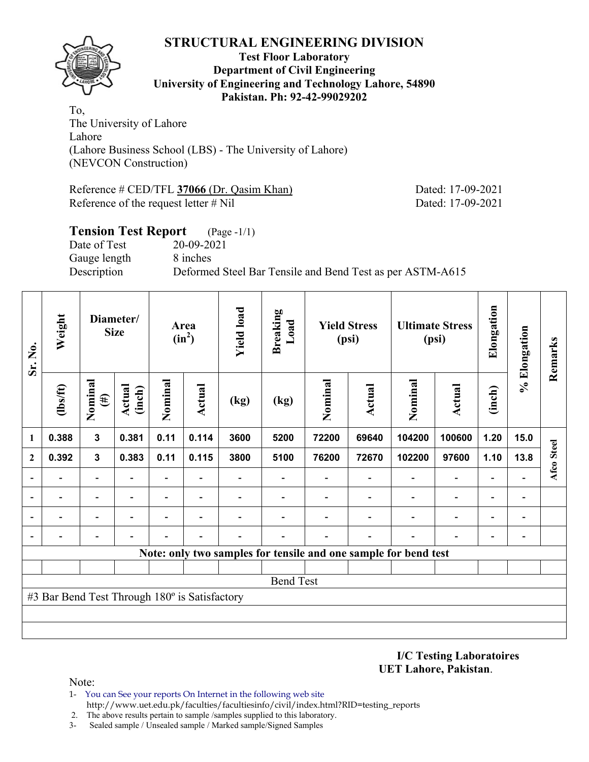# STRUCTURAL ENGINEERING DIVISION

**Test Floor Laboratory**
**Department of Civil Engineering**
**University of Engineering and Technology Lahore, 54890**
**Pakistan. Ph: 92-42-99029202**

To,
The University of Lahore
Lahore
(Lahore Business School (LBS) - The University of Lahore)
(NEVCON Construction)

Reference # CED/TFL **37066** (Dr. Qasim Khan) Dated: 17-09-2021
Reference of the request letter # Nil Dated: 17-09-2021

## Tension Test Report (Page -1/1)

Date of Test 20-09-2021
Gauge length 8 inches
Description Deformed Steel Bar Tensile and Bend Test as per ASTM-A615

| Sr. No. | Weight | Diameter/ Size | | Area ($in^2$) | | Yield load | Breaking Load | Yield Stress (psi) | | Ultimate Stress (psi) | | Elongation | % Elongation | Remarks |
|---|---|---|---|---|---|---|---|---|---|---|---|---|---|---|
| | (lbs/ft) | Nominal (#) | Actual (inch) | Nominal | Actual | (kg) | (kg) | Nominal | Actual | Nominal | Actual | (inch) | | |
| 1 | 0.388 | 3 | 0.381 | 0.11 | 0.114 | 3600 | 5200 | 72200 | 69640 | 104200 | 100600 | 1.20 | 15.0 | Afco Steel |
| 2 | 0.392 | 3 | 0.383 | 0.11 | 0.115 | 3800 | 5100 | 76200 | 72670 | 102200 | 97600 | 1.10 | 13.8 | |
| - | - | - | - | - | - | - | - | - | - | - | - | - | - | |
| - | - | - | - | - | - | - | - | - | - | - | - | - | - | |
| - | - | - | - | - | - | - | - | - | - | - | - | - | - | |
| - | - | - | - | - | - | - | - | - | - | - | - | - | - | |
| **Note: only two samples for tensile and one sample for bend test** | | | | | | | | | | | | | | |
| Bend Test | | | | | | | | | | | | | | |
| #3 Bar Bend Test Through 180º is Satisfactory | | | | | | | | | | | | | | |

**I/C Testing Laboratoires**
**UET Lahore, Pakistan**.

Note:
1- You can See your reports On Internet in the following web site
http://www.uet.edu.pk/faculties/facultiesinfo/civil/index.html?RID=testing_reports
2. The above results pertain to sample /samples supplied to this laboratory.
3- Sealed sample / Unsealed sample / Marked sample/Signed Samples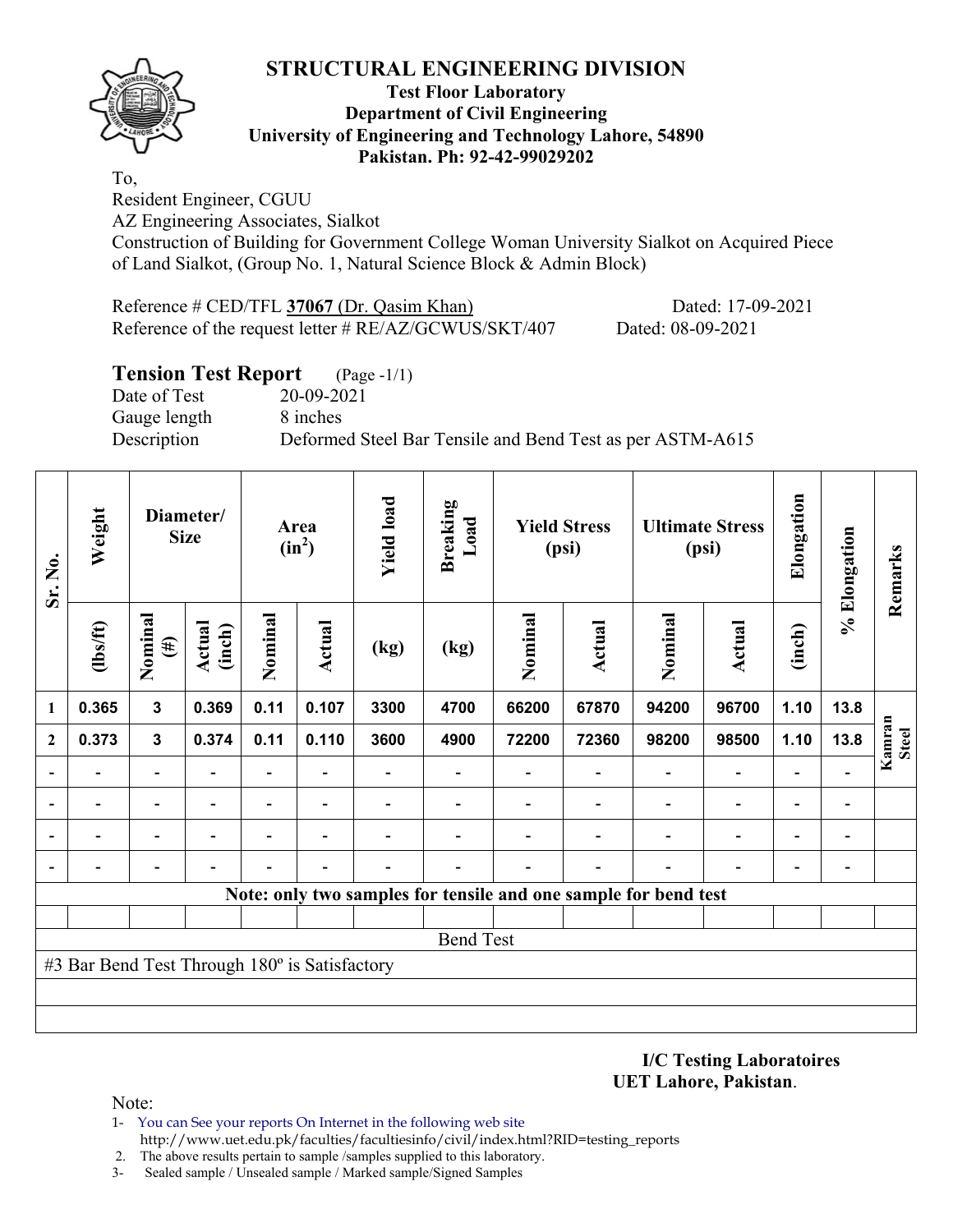# STRUCTURAL ENGINEERING DIVISION

**Test Floor Laboratory**
**Department of Civil Engineering**
**University of Engineering and Technology Lahore, 54890**
**Pakistan. Ph: 92-42-99029202**

To,
Resident Engineer, CGUU
AZ Engineering Associates, Sialkot
Construction of Building for Government College Woman University Sialkot on Acquired Piece of Land Sialkot, (Group No. 1, Natural Science Block & Admin Block)

Reference # CED/TFL **37067** (Dr. Qasim Khan) Dated: 17-09-2021
Reference of the request letter # RE/AZ/GCWUS/SKT/407 Dated: 08-09-2021

## Tension Test Report (Page -1/1)

Date of Test 20-09-2021
Gauge length 8 inches
Description Deformed Steel Bar Tensile and Bend Test as per ASTM-A615

| Sr. No. | Weight | Diameter/ Size | | Area ($in^2$) | | Yield load | Breaking Load | Yield Stress (psi) | | Ultimate Stress (psi) | | Elongation | % Elongation | Remarks |
|---|---|---|---|---|---|---|---|---|---|---|---|---|---|---|
| | (lbs/ft) | Nominal (#) | Actual (inch) | Nominal | Actual | (kg) | (kg) | Nominal | Actual | Nominal | Actual | (inch) | | |
| 1 | 0.365 | 3 | 0.369 | 0.11 | 0.107 | 3300 | 4700 | 66200 | 67870 | 94200 | 96700 | 1.10 | 13.8 | Kamran Steel |
| 2 | 0.373 | 3 | 0.374 | 0.11 | 0.110 | 3600 | 4900 | 72200 | 72360 | 98200 | 98500 | 1.10 | 13.8 | |
| - | - | - | - | - | - | - | - | - | - | - | - | - | - | |
| - | - | - | - | - | - | - | - | - | - | - | - | - | - | |
| - | - | - | - | - | - | - | - | - | - | - | - | - | - | |
| - | - | - | - | - | - | - | - | - | - | - | - | - | - | |

**Note: only two samples for tensile and one sample for bend test**

Bend Test

#3 Bar Bend Test Through 180º is Satisfactory

**I/C Testing Laboratoires**
**UET Lahore, Pakistan**.

Note:
1- You can See your reports On Internet in the following web site
http://www.uet.edu.pk/faculties/facultiesinfo/civil/index.html?RID=testing_reports
2. The above results pertain to sample /samples supplied to this laboratory.
3- Sealed sample / Unsealed sample / Marked sample/Signed Samples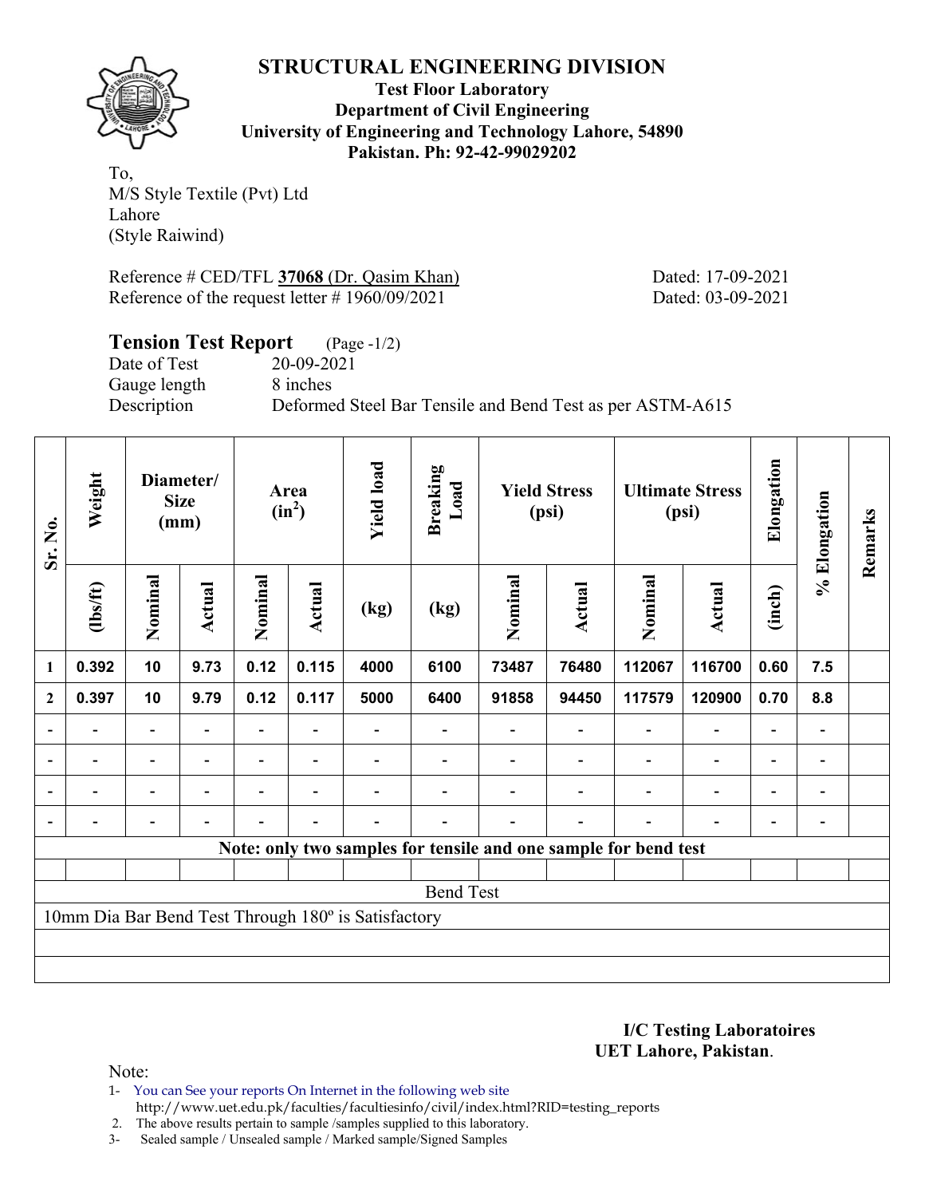# STRUCTURAL ENGINEERING DIVISION

**Test Floor Laboratory**
**Department of Civil Engineering**
**University of Engineering and Technology Lahore, 54890**
**Pakistan. Ph: 92-42-99029202**

To,
M/S Style Textile (Pvt) Ltd
Lahore
(Style Raiwind)

Reference # CED/TFL **37068** (Dr. Qasim Khan) Dated: 17-09-2021
Reference of the request letter # 1960/09/2021 Dated: 03-09-2021

## Tension Test Report (Page -1/2)

Date of Test 20-09-2021
Gauge length 8 inches
Description Deformed Steel Bar Tensile and Bend Test as per ASTM-A615

| Sr. No. | Weight | Diameter/ Size (mm) | | Area ($in^2$) | | Yield load | Breaking Load | Yield Stress (psi) | | Ultimate Stress (psi) | | Elongation | % Elongation | Remarks |
|---|---|---|---|---|---|---|---|---|---|---|---|---|---|---|
| | (lbs/ft) | Nominal | Actual | Nominal | Actual | (kg) | (kg) | Nominal | Actual | Nominal | Actual | (inch) | | |
| 1 | 0.392 | 10 | 9.73 | 0.12 | 0.115 | 4000 | 6100 | 73487 | 76480 | 112067 | 116700 | 0.60 | 7.5 | |
| 2 | 0.397 | 10 | 9.79 | 0.12 | 0.117 | 5000 | 6400 | 91858 | 94450 | 117579 | 120900 | 0.70 | 8.8 | |
| - | - | - | - | - | - | - | - | - | - | - | - | - | - | |
| - | - | - | - | - | - | - | - | - | - | - | - | - | - | |
| - | - | - | - | - | - | - | - | - | - | - | - | - | - | |
| - | - | - | - | - | - | - | - | - | - | - | - | - | - | |
| Note: only two samples for tensile and one sample for bend test | | | | | | | | | | | | | | |

**Bend Test**

10mm Dia Bar Bend Test Through 180º is Satisfactory

**I/C Testing Laboratoires**
**UET Lahore, Pakistan**.

Note:

1- You can See your reports On Internet in the following web site
http://www.uet.edu.pk/faculties/facultiesinfo/civil/index.html?RID=testing_reports
2. The above results pertain to sample /samples supplied to this laboratory.
3- Sealed sample / Unsealed sample / Marked sample/Signed Samples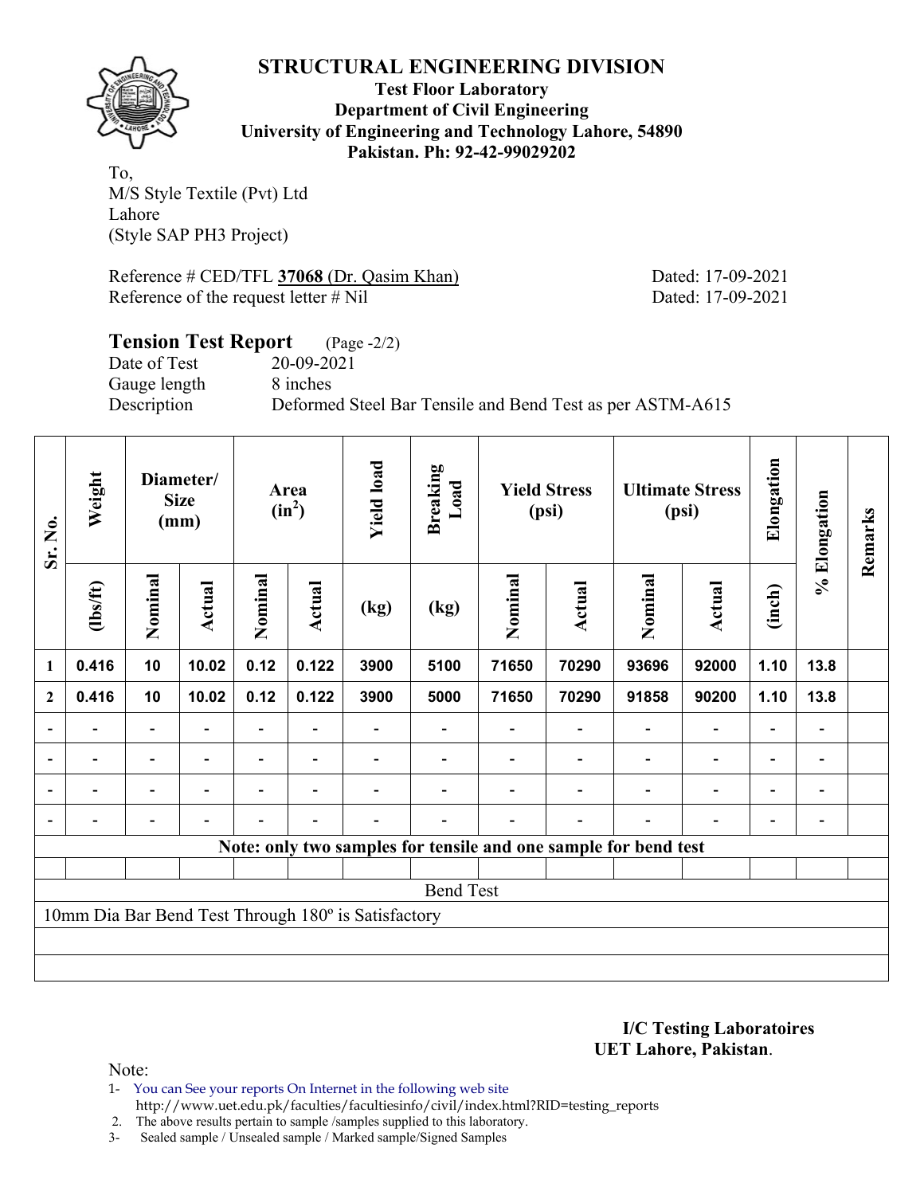# STRUCTURAL ENGINEERING DIVISION

**Test Floor Laboratory**
**Department of Civil Engineering**
**University of Engineering and Technology Lahore, 54890**
**Pakistan. Ph: 92-42-99029202**

To,
M/S Style Textile (Pvt) Ltd
Lahore
(Style SAP PH3 Project)

Reference # CED/TFL **37068** (Dr. Qasim Khan) Dated: 17-09-2021
Reference of the request letter # Nil Dated: 17-09-2021

## Tension Test Report (Page -2/2)

Date of Test 20-09-2021
Gauge length 8 inches
Description Deformed Steel Bar Tensile and Bend Test as per ASTM-A615

| Sr. No. | Weight | Diameter/ Size (mm) | | Area ($in^2$) | | Yield load | Breaking Load | Yield Stress (psi) | | Ultimate Stress (psi) | | Elongation | % Elongation | Remarks |
|---|---|---|---|---|---|---|---|---|---|---|---|---|---|---|
| | (lbs/ft) | Nominal | Actual | Nominal | Actual | (kg) | (kg) | Nominal | Actual | Nominal | Actual | (inch) | | |
| 1 | 0.416 | 10 | 10.02 | 0.12 | 0.122 | 3900 | 5100 | 71650 | 70290 | 93696 | 92000 | 1.10 | 13.8 | |
| 2 | 0.416 | 10 | 10.02 | 0.12 | 0.122 | 3900 | 5000 | 71650 | 70290 | 91858 | 90200 | 1.10 | 13.8 | |
| - | - | - | - | - | - | - | - | - | - | - | - | - | - | |
| - | - | - | - | - | - | - | - | - | - | - | - | - | - | |
| - | - | - | - | - | - | - | - | - | - | - | - | - | - | |
| - | - | - | - | - | - | - | - | - | - | - | - | - | - | |

**Note: only two samples for tensile and one sample for bend test**

Bend Test

10mm Dia Bar Bend Test Through 180º is Satisfactory

**I/C Testing Laboratoires**
**UET Lahore, Pakistan**.

Note:
1- You can See your reports On Internet in the following web site
http://www.uet.edu.pk/faculties/facultiesinfo/civil/index.html?RID=testing_reports
2. The above results pertain to sample /samples supplied to this laboratory.
3- Sealed sample / Unsealed sample / Marked sample/Signed Samples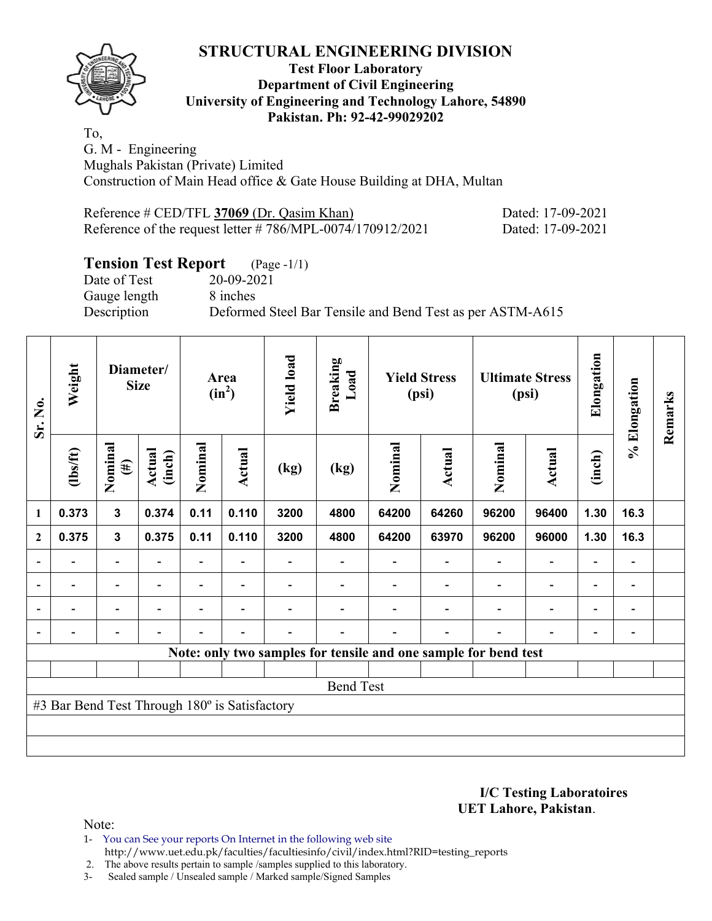# STRUCTURAL ENGINEERING DIVISION

**Test Floor Laboratory**
**Department of Civil Engineering**
**University of Engineering and Technology Lahore, 54890**
**Pakistan. Ph: 92-42-99029202**

To,
G. M - Engineering
Mughals Pakistan (Private) Limited
Construction of Main Head office & Gate House Building at DHA, Multan

Reference # CED/TFL **37069** (Dr. Qasim Khan) Dated: 17-09-2021
Reference of the request letter # 786/MPL-0074/170912/2021 Dated: 17-09-2021

## Tension Test Report (Page -1/1)

Date of Test 20-09-2021
Gauge length 8 inches
Description Deformed Steel Bar Tensile and Bend Test as per ASTM-A615

| Sr. No. | Weight | Diameter/ Size | | Area ($in^2$) | | Yield load | Breaking Load | Yield Stress (psi) | | Ultimate Stress (psi) | | Elongation | % Elongation | Remarks |
|---|---|---|---|---|---|---|---|---|---|---|---|---|---|---|
| | (lbs/ft) | Nominal (#) | Actual (inch) | Nominal | Actual | (kg) | (kg) | Nominal | Actual | Nominal | Actual | (inch) | | |
| 1 | 0.373 | 3 | 0.374 | 0.11 | 0.110 | 3200 | 4800 | 64200 | 64260 | 96200 | 96400 | 1.30 | 16.3 | |
| 2 | 0.375 | 3 | 0.375 | 0.11 | 0.110 | 3200 | 4800 | 64200 | 63970 | 96200 | 96000 | 1.30 | 16.3 | |
| - | - | - | - | - | - | - | - | - | - | - | - | - | - | |
| - | - | - | - | - | - | - | - | - | - | - | - | - | - | |
| - | - | - | - | - | - | - | - | - | - | - | - | - | - | |
| - | - | - | - | - | - | - | - | - | - | - | - | - | - | |
| Note: only two samples for tensile and one sample for bend test | | | | | | | | | | | | | | |
| Bend Test | | | | | | | | | | | | | | |
| #3 Bar Bend Test Through 180º is Satisfactory | | | | | | | | | | | | | | |

**I/C Testing Laboratoires**
**UET Lahore, Pakistan**.

Note:
1- You can See your reports On Internet in the following web site
http://www.uet.edu.pk/faculties/facultiesinfo/civil/index.html?RID=testing_reports
2. The above results pertain to sample /samples supplied to this laboratory.
3- Sealed sample / Unsealed sample / Marked sample/Signed Samples